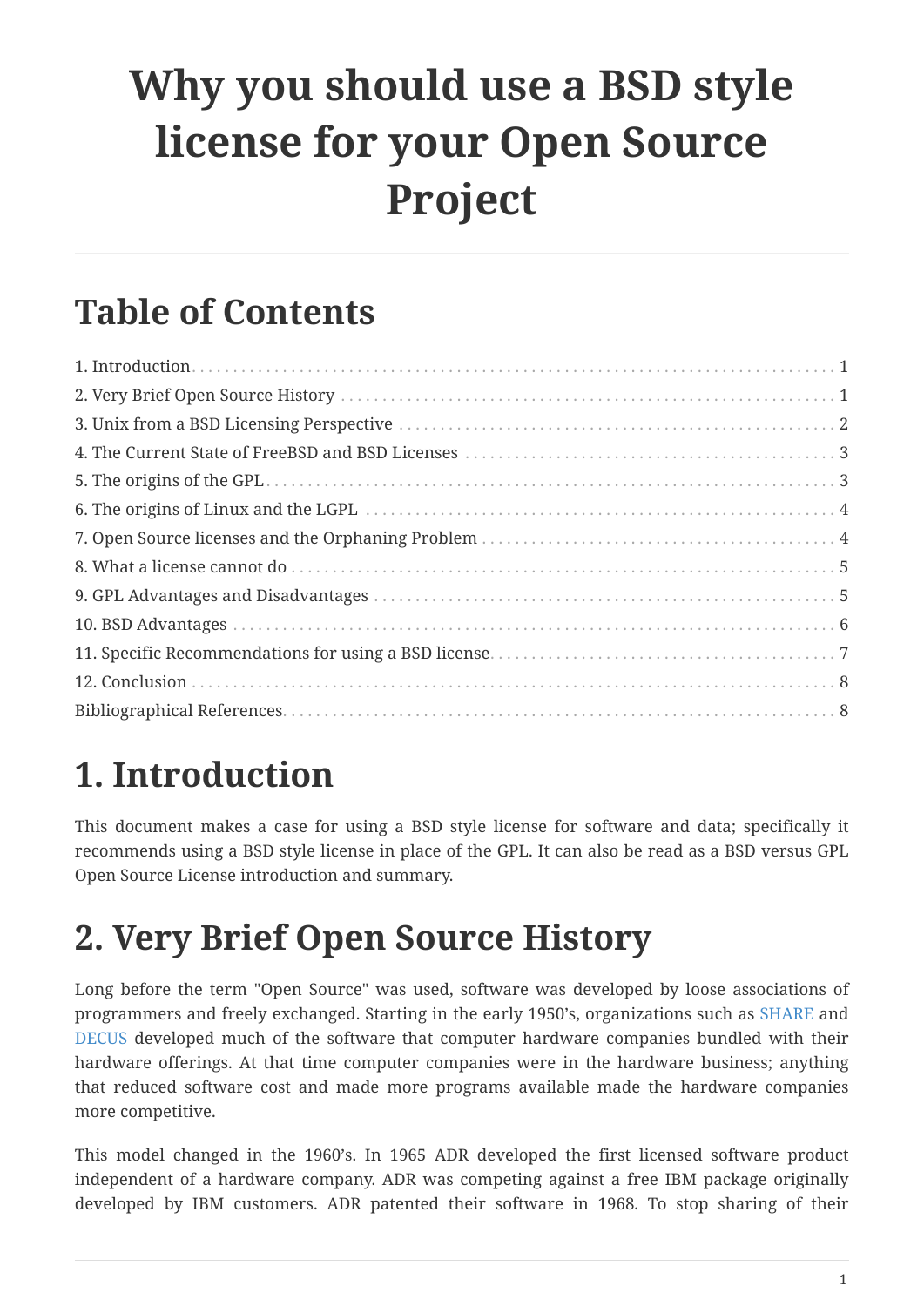# Why you should use a BSD style license for your Open Source Project

## Table of Contents

1. Introduction . . . 1
2. Very Brief Open Source History . . . 1
3. Unix from a BSD Licensing Perspective . . . 2
4. The Current State of FreeBSD and BSD Licenses . . . 3
5. The origins of the GPL . . . 3
6. The origins of Linux and the LGPL . . . 4
7. Open Source licenses and the Orphaning Problem . . . 4
8. What a license cannot do . . . 5
9. GPL Advantages and Disadvantages . . . 5
10. BSD Advantages . . . 6
11. Specific Recommendations for using a BSD license . . . 7
12. Conclusion . . . 8

Bibliographical References . . . 8

# 1. Introduction

This document makes a case for using a BSD style license for software and data; specifically it recommends using a BSD style license in place of the GPL. It can also be read as a BSD versus GPL Open Source License introduction and summary.

# 2. Very Brief Open Source History

Long before the term "Open Source" was used, software was developed by loose associations of programmers and freely exchanged. Starting in the early 1950's, organizations such as SHARE and DECUS developed much of the software that computer hardware companies bundled with their hardware offerings. At that time computer companies were in the hardware business; anything that reduced software cost and made more programs available made the hardware companies more competitive.

This model changed in the 1960's. In 1965 ADR developed the first licensed software product independent of a hardware company. ADR was competing against a free IBM package originally developed by IBM customers. ADR patented their software in 1968. To stop sharing of their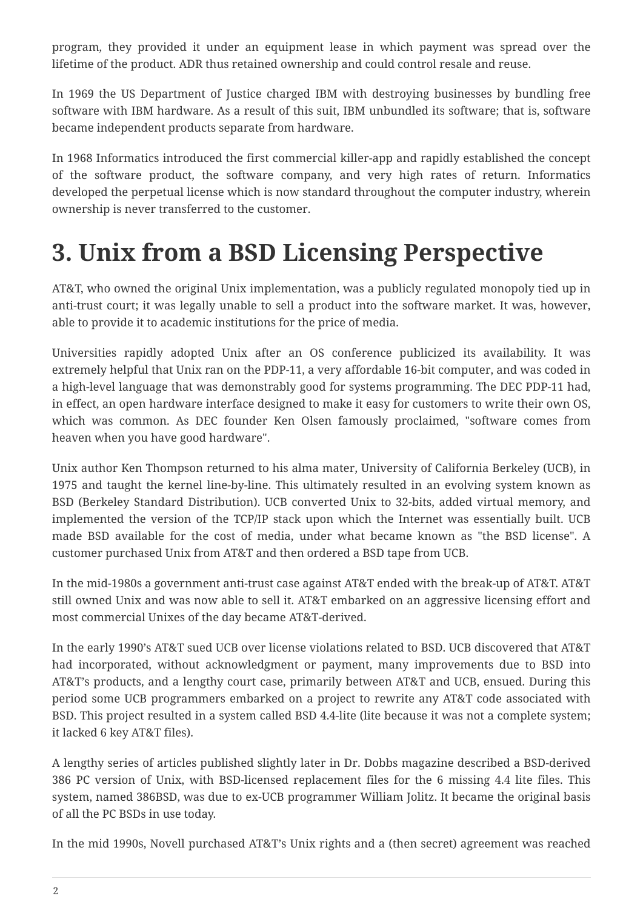program, they provided it under an equipment lease in which payment was spread over the lifetime of the product. ADR thus retained ownership and could control resale and reuse.

In 1969 the US Department of Justice charged IBM with destroying businesses by bundling free software with IBM hardware. As a result of this suit, IBM unbundled its software; that is, software became independent products separate from hardware.

In 1968 Informatics introduced the first commercial killer-app and rapidly established the concept of the software product, the software company, and very high rates of return. Informatics developed the perpetual license which is now standard throughout the computer industry, wherein ownership is never transferred to the customer.

# 3. Unix from a BSD Licensing Perspective

AT&T, who owned the original Unix implementation, was a publicly regulated monopoly tied up in anti-trust court; it was legally unable to sell a product into the software market. It was, however, able to provide it to academic institutions for the price of media.

Universities rapidly adopted Unix after an OS conference publicized its availability. It was extremely helpful that Unix ran on the PDP-11, a very affordable 16-bit computer, and was coded in a high-level language that was demonstrably good for systems programming. The DEC PDP-11 had, in effect, an open hardware interface designed to make it easy for customers to write their own OS, which was common. As DEC founder Ken Olsen famously proclaimed, "software comes from heaven when you have good hardware".

Unix author Ken Thompson returned to his alma mater, University of California Berkeley (UCB), in 1975 and taught the kernel line-by-line. This ultimately resulted in an evolving system known as BSD (Berkeley Standard Distribution). UCB converted Unix to 32-bits, added virtual memory, and implemented the version of the TCP/IP stack upon which the Internet was essentially built. UCB made BSD available for the cost of media, under what became known as "the BSD license". A customer purchased Unix from AT&T and then ordered a BSD tape from UCB.

In the mid-1980s a government anti-trust case against AT&T ended with the break-up of AT&T. AT&T still owned Unix and was now able to sell it. AT&T embarked on an aggressive licensing effort and most commercial Unixes of the day became AT&T-derived.

In the early 1990's AT&T sued UCB over license violations related to BSD. UCB discovered that AT&T had incorporated, without acknowledgment or payment, many improvements due to BSD into AT&T's products, and a lengthy court case, primarily between AT&T and UCB, ensued. During this period some UCB programmers embarked on a project to rewrite any AT&T code associated with BSD. This project resulted in a system called BSD 4.4-lite (lite because it was not a complete system; it lacked 6 key AT&T files).

A lengthy series of articles published slightly later in Dr. Dobbs magazine described a BSD-derived 386 PC version of Unix, with BSD-licensed replacement files for the 6 missing 4.4 lite files. This system, named 386BSD, was due to ex-UCB programmer William Jolitz. It became the original basis of all the PC BSDs in use today.

In the mid 1990s, Novell purchased AT&T's Unix rights and a (then secret) agreement was reached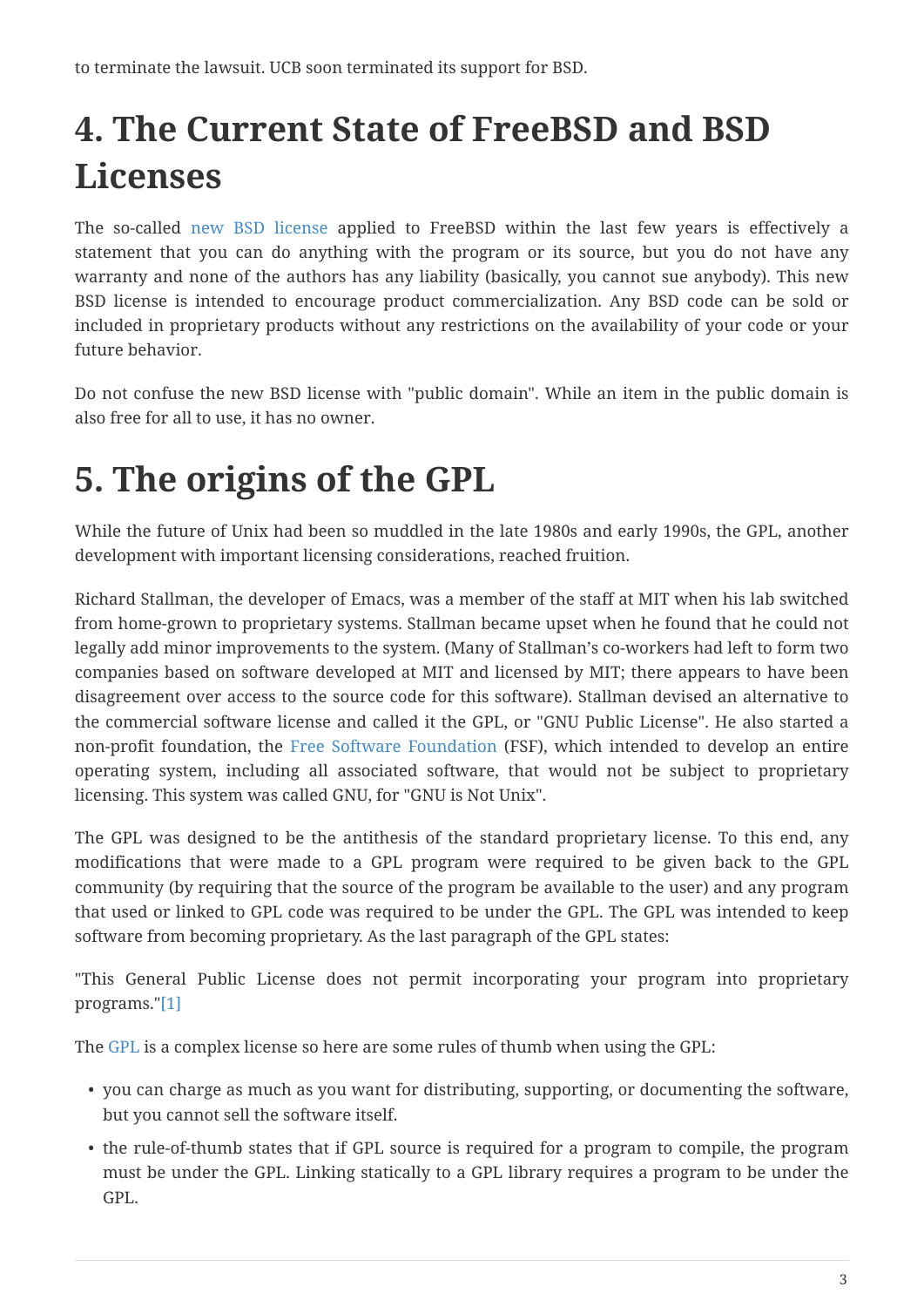to terminate the lawsuit. UCB soon terminated its support for BSD.

# 4. The Current State of FreeBSD and BSD Licenses

The so-called new BSD license applied to FreeBSD within the last few years is effectively a statement that you can do anything with the program or its source, but you do not have any warranty and none of the authors has any liability (basically, you cannot sue anybody). This new BSD license is intended to encourage product commercialization. Any BSD code can be sold or included in proprietary products without any restrictions on the availability of your code or your future behavior.

Do not confuse the new BSD license with "public domain". While an item in the public domain is also free for all to use, it has no owner.

# 5. The origins of the GPL

While the future of Unix had been so muddled in the late 1980s and early 1990s, the GPL, another development with important licensing considerations, reached fruition.

Richard Stallman, the developer of Emacs, was a member of the staff at MIT when his lab switched from home-grown to proprietary systems. Stallman became upset when he found that he could not legally add minor improvements to the system. (Many of Stallman's co-workers had left to form two companies based on software developed at MIT and licensed by MIT; there appears to have been disagreement over access to the source code for this software). Stallman devised an alternative to the commercial software license and called it the GPL, or "GNU Public License". He also started a non-profit foundation, the Free Software Foundation (FSF), which intended to develop an entire operating system, including all associated software, that would not be subject to proprietary licensing. This system was called GNU, for "GNU is Not Unix".

The GPL was designed to be the antithesis of the standard proprietary license. To this end, any modifications that were made to a GPL program were required to be given back to the GPL community (by requiring that the source of the program be available to the user) and any program that used or linked to GPL code was required to be under the GPL. The GPL was intended to keep software from becoming proprietary. As the last paragraph of the GPL states:

"This General Public License does not permit incorporating your program into proprietary programs."[1]

The GPL is a complex license so here are some rules of thumb when using the GPL:

- you can charge as much as you want for distributing, supporting, or documenting the software, but you cannot sell the software itself.
- the rule-of-thumb states that if GPL source is required for a program to compile, the program must be under the GPL. Linking statically to a GPL library requires a program to be under the GPL.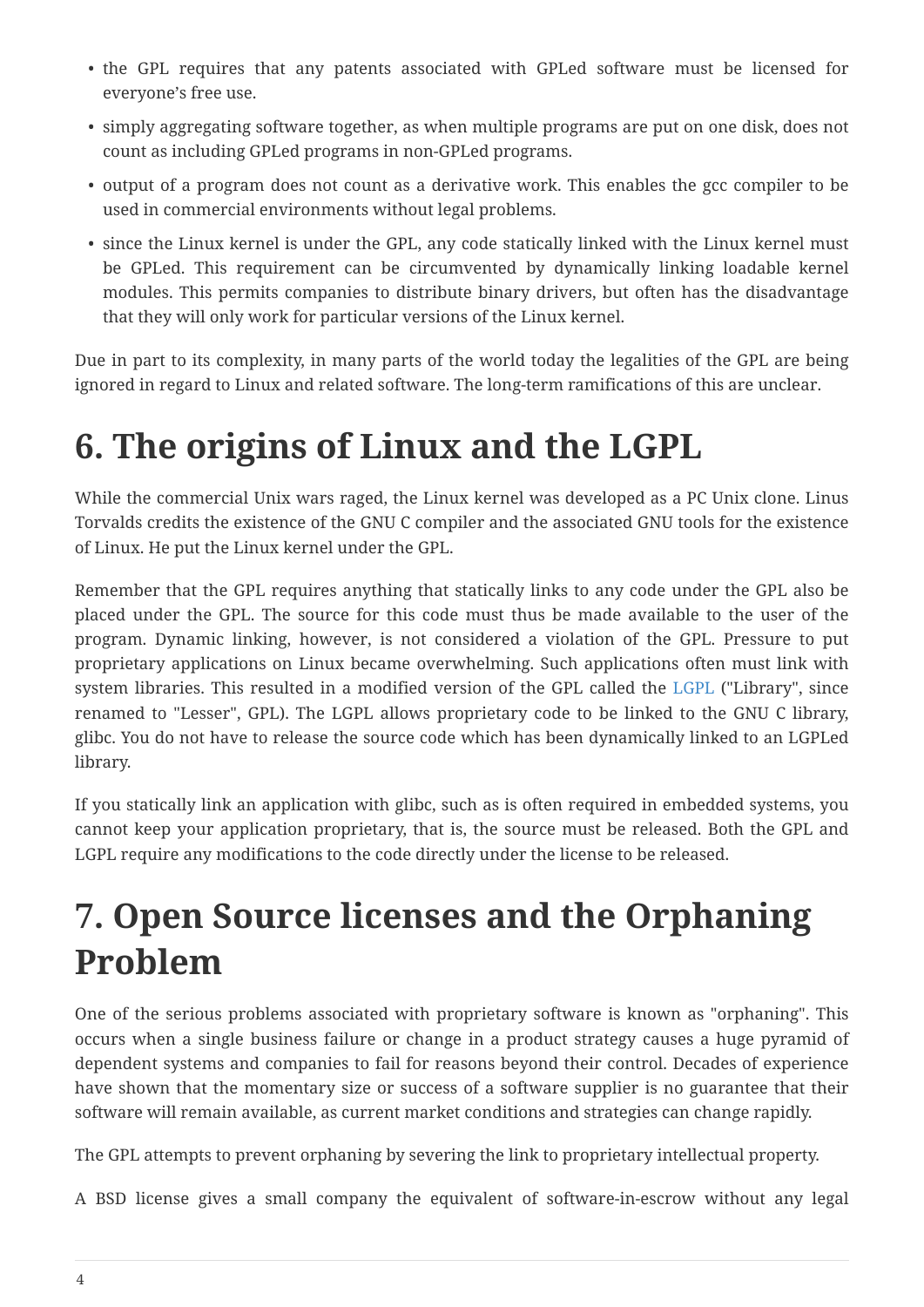- the GPL requires that any patents associated with GPLed software must be licensed for everyone's free use.
- simply aggregating software together, as when multiple programs are put on one disk, does not count as including GPLed programs in non-GPLed programs.
- output of a program does not count as a derivative work. This enables the gcc compiler to be used in commercial environments without legal problems.
- since the Linux kernel is under the GPL, any code statically linked with the Linux kernel must be GPLed. This requirement can be circumvented by dynamically linking loadable kernel modules. This permits companies to distribute binary drivers, but often has the disadvantage that they will only work for particular versions of the Linux kernel.

Due in part to its complexity, in many parts of the world today the legalities of the GPL are being ignored in regard to Linux and related software. The long-term ramifications of this are unclear.

# 6. The origins of Linux and the LGPL

While the commercial Unix wars raged, the Linux kernel was developed as a PC Unix clone. Linus Torvalds credits the existence of the GNU C compiler and the associated GNU tools for the existence of Linux. He put the Linux kernel under the GPL.

Remember that the GPL requires anything that statically links to any code under the GPL also be placed under the GPL. The source for this code must thus be made available to the user of the program. Dynamic linking, however, is not considered a violation of the GPL. Pressure to put proprietary applications on Linux became overwhelming. Such applications often must link with system libraries. This resulted in a modified version of the GPL called the LGPL ("Library", since renamed to "Lesser", GPL). The LGPL allows proprietary code to be linked to the GNU C library, glibc. You do not have to release the source code which has been dynamically linked to an LGPLed library.

If you statically link an application with glibc, such as is often required in embedded systems, you cannot keep your application proprietary, that is, the source must be released. Both the GPL and LGPL require any modifications to the code directly under the license to be released.

# 7. Open Source licenses and the Orphaning Problem

One of the serious problems associated with proprietary software is known as "orphaning". This occurs when a single business failure or change in a product strategy causes a huge pyramid of dependent systems and companies to fail for reasons beyond their control. Decades of experience have shown that the momentary size or success of a software supplier is no guarantee that their software will remain available, as current market conditions and strategies can change rapidly.

The GPL attempts to prevent orphaning by severing the link to proprietary intellectual property.

A BSD license gives a small company the equivalent of software-in-escrow without any legal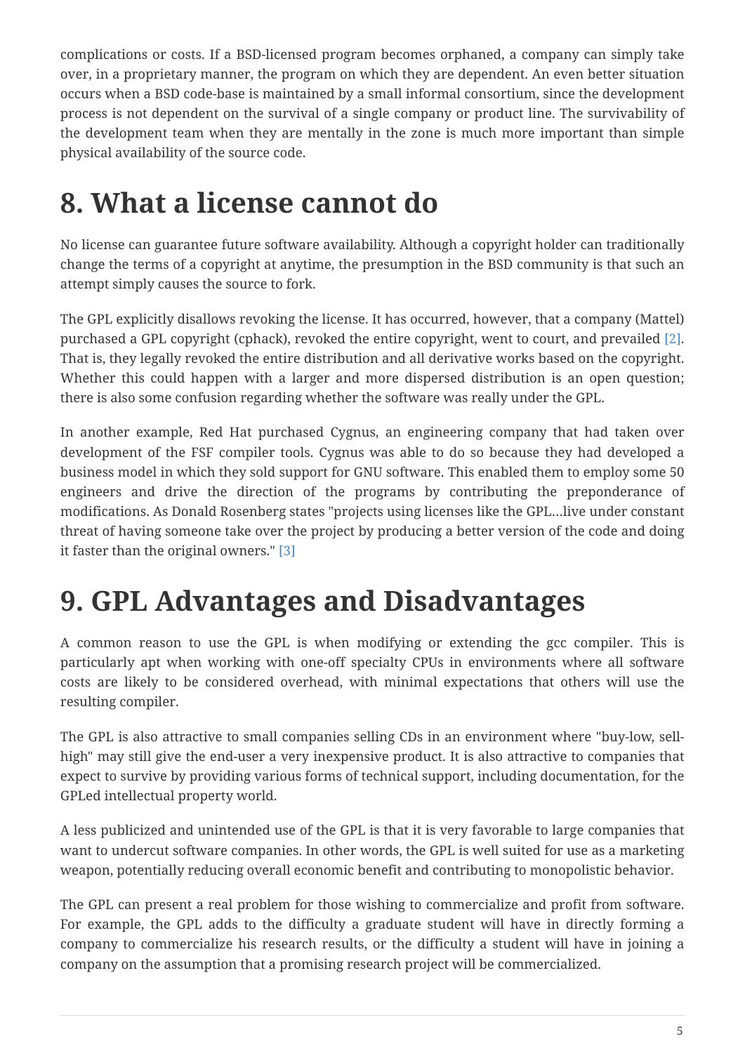complications or costs. If a BSD-licensed program becomes orphaned, a company can simply take over, in a proprietary manner, the program on which they are dependent. An even better situation occurs when a BSD code-base is maintained by a small informal consortium, since the development process is not dependent on the survival of a single company or product line. The survivability of the development team when they are mentally in the zone is much more important than simple physical availability of the source code.

# 8. What a license cannot do

No license can guarantee future software availability. Although a copyright holder can traditionally change the terms of a copyright at anytime, the presumption in the BSD community is that such an attempt simply causes the source to fork.

The GPL explicitly disallows revoking the license. It has occurred, however, that a company (Mattel) purchased a GPL copyright (cphack), revoked the entire copyright, went to court, and prevailed [2]. That is, they legally revoked the entire distribution and all derivative works based on the copyright. Whether this could happen with a larger and more dispersed distribution is an open question; there is also some confusion regarding whether the software was really under the GPL.

In another example, Red Hat purchased Cygnus, an engineering company that had taken over development of the FSF compiler tools. Cygnus was able to do so because they had developed a business model in which they sold support for GNU software. This enabled them to employ some 50 engineers and drive the direction of the programs by contributing the preponderance of modifications. As Donald Rosenberg states "projects using licenses like the GPL…live under constant threat of having someone take over the project by producing a better version of the code and doing it faster than the original owners." [3]

# 9. GPL Advantages and Disadvantages

A common reason to use the GPL is when modifying or extending the gcc compiler. This is particularly apt when working with one-off specialty CPUs in environments where all software costs are likely to be considered overhead, with minimal expectations that others will use the resulting compiler.

The GPL is also attractive to small companies selling CDs in an environment where "buy-low, sell-high" may still give the end-user a very inexpensive product. It is also attractive to companies that expect to survive by providing various forms of technical support, including documentation, for the GPLed intellectual property world.

A less publicized and unintended use of the GPL is that it is very favorable to large companies that want to undercut software companies. In other words, the GPL is well suited for use as a marketing weapon, potentially reducing overall economic benefit and contributing to monopolistic behavior.

The GPL can present a real problem for those wishing to commercialize and profit from software. For example, the GPL adds to the difficulty a graduate student will have in directly forming a company to commercialize his research results, or the difficulty a student will have in joining a company on the assumption that a promising research project will be commercialized.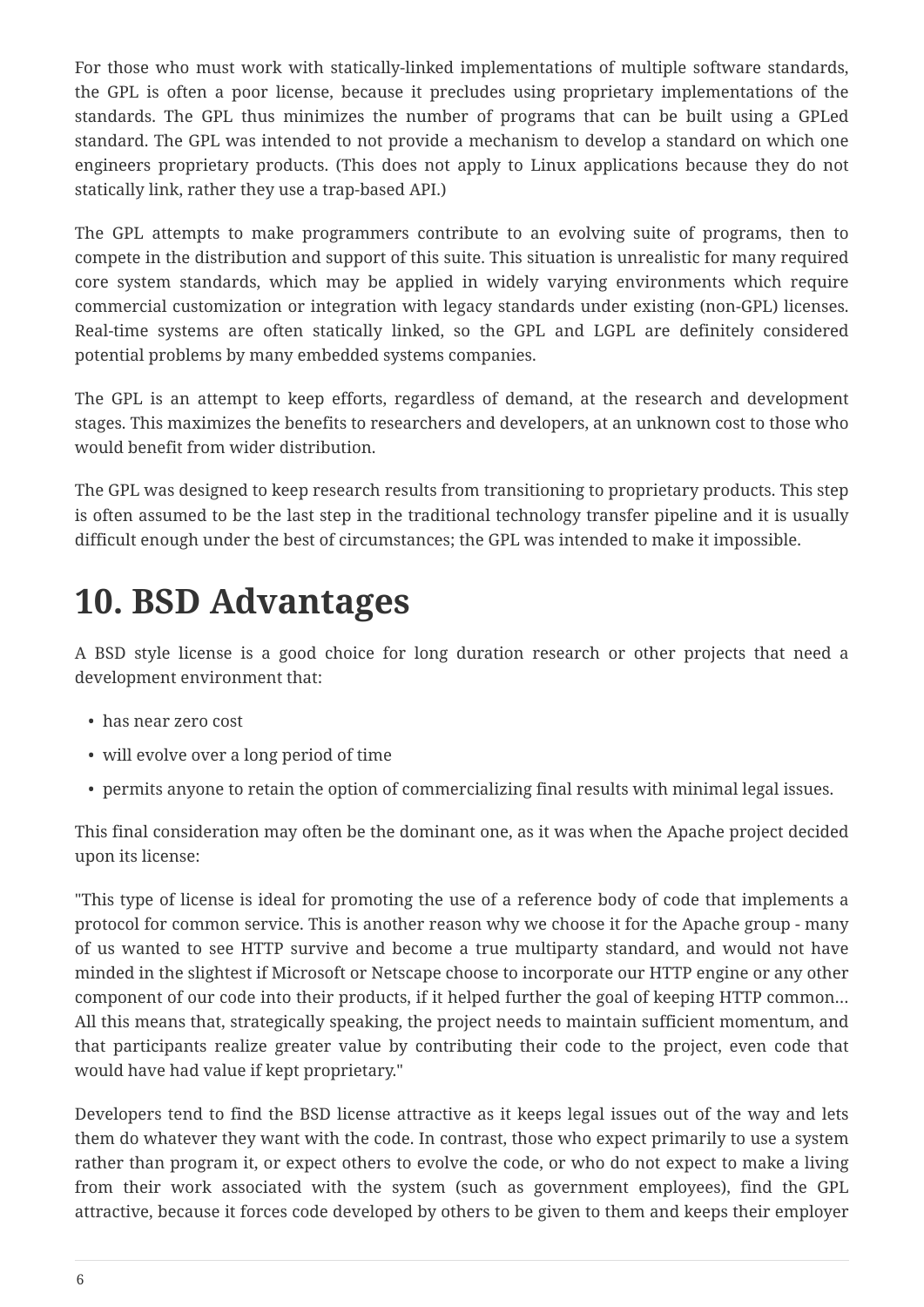For those who must work with statically-linked implementations of multiple software standards, the GPL is often a poor license, because it precludes using proprietary implementations of the standards. The GPL thus minimizes the number of programs that can be built using a GPLed standard. The GPL was intended to not provide a mechanism to develop a standard on which one engineers proprietary products. (This does not apply to Linux applications because they do not statically link, rather they use a trap-based API.)

The GPL attempts to make programmers contribute to an evolving suite of programs, then to compete in the distribution and support of this suite. This situation is unrealistic for many required core system standards, which may be applied in widely varying environments which require commercial customization or integration with legacy standards under existing (non-GPL) licenses. Real-time systems are often statically linked, so the GPL and LGPL are definitely considered potential problems by many embedded systems companies.

The GPL is an attempt to keep efforts, regardless of demand, at the research and development stages. This maximizes the benefits to researchers and developers, at an unknown cost to those who would benefit from wider distribution.

The GPL was designed to keep research results from transitioning to proprietary products. This step is often assumed to be the last step in the traditional technology transfer pipeline and it is usually difficult enough under the best of circumstances; the GPL was intended to make it impossible.

# 10. BSD Advantages

A BSD style license is a good choice for long duration research or other projects that need a development environment that:

- has near zero cost
- will evolve over a long period of time
- permits anyone to retain the option of commercializing final results with minimal legal issues.

This final consideration may often be the dominant one, as it was when the Apache project decided upon its license:

"This type of license is ideal for promoting the use of a reference body of code that implements a protocol for common service. This is another reason why we choose it for the Apache group - many of us wanted to see HTTP survive and become a true multiparty standard, and would not have minded in the slightest if Microsoft or Netscape choose to incorporate our HTTP engine or any other component of our code into their products, if it helped further the goal of keeping HTTP common… All this means that, strategically speaking, the project needs to maintain sufficient momentum, and that participants realize greater value by contributing their code to the project, even code that would have had value if kept proprietary."

Developers tend to find the BSD license attractive as it keeps legal issues out of the way and lets them do whatever they want with the code. In contrast, those who expect primarily to use a system rather than program it, or expect others to evolve the code, or who do not expect to make a living from their work associated with the system (such as government employees), find the GPL attractive, because it forces code developed by others to be given to them and keeps their employer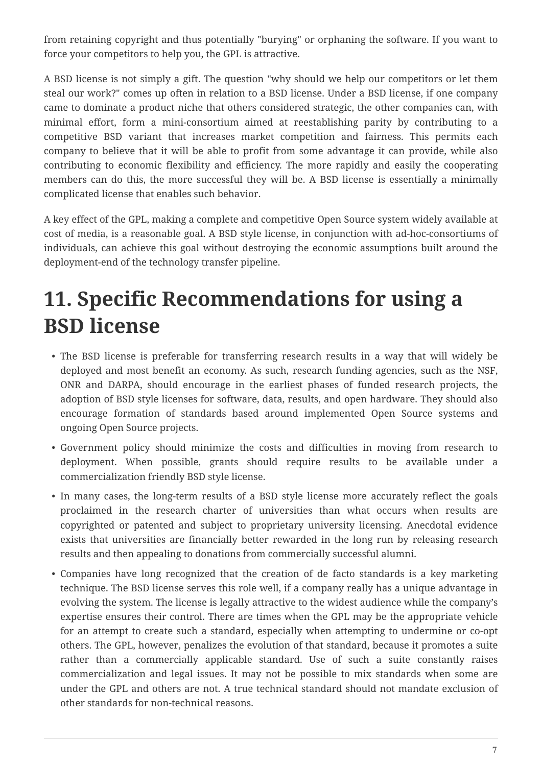from retaining copyright and thus potentially "burying" or orphaning the software. If you want to force your competitors to help you, the GPL is attractive.

A BSD license is not simply a gift. The question "why should we help our competitors or let them steal our work?" comes up often in relation to a BSD license. Under a BSD license, if one company came to dominate a product niche that others considered strategic, the other companies can, with minimal effort, form a mini-consortium aimed at reestablishing parity by contributing to a competitive BSD variant that increases market competition and fairness. This permits each company to believe that it will be able to profit from some advantage it can provide, while also contributing to economic flexibility and efficiency. The more rapidly and easily the cooperating members can do this, the more successful they will be. A BSD license is essentially a minimally complicated license that enables such behavior.

A key effect of the GPL, making a complete and competitive Open Source system widely available at cost of media, is a reasonable goal. A BSD style license, in conjunction with ad-hoc-consortiums of individuals, can achieve this goal without destroying the economic assumptions built around the deployment-end of the technology transfer pipeline.

# 11. Specific Recommendations for using a BSD license

- The BSD license is preferable for transferring research results in a way that will widely be deployed and most benefit an economy. As such, research funding agencies, such as the NSF, ONR and DARPA, should encourage in the earliest phases of funded research projects, the adoption of BSD style licenses for software, data, results, and open hardware. They should also encourage formation of standards based around implemented Open Source systems and ongoing Open Source projects.
- Government policy should minimize the costs and difficulties in moving from research to deployment. When possible, grants should require results to be available under a commercialization friendly BSD style license.
- In many cases, the long-term results of a BSD style license more accurately reflect the goals proclaimed in the research charter of universities than what occurs when results are copyrighted or patented and subject to proprietary university licensing. Anecdotal evidence exists that universities are financially better rewarded in the long run by releasing research results and then appealing to donations from commercially successful alumni.
- Companies have long recognized that the creation of de facto standards is a key marketing technique. The BSD license serves this role well, if a company really has a unique advantage in evolving the system. The license is legally attractive to the widest audience while the company's expertise ensures their control. There are times when the GPL may be the appropriate vehicle for an attempt to create such a standard, especially when attempting to undermine or co-opt others. The GPL, however, penalizes the evolution of that standard, because it promotes a suite rather than a commercially applicable standard. Use of such a suite constantly raises commercialization and legal issues. It may not be possible to mix standards when some are under the GPL and others are not. A true technical standard should not mandate exclusion of other standards for non-technical reasons.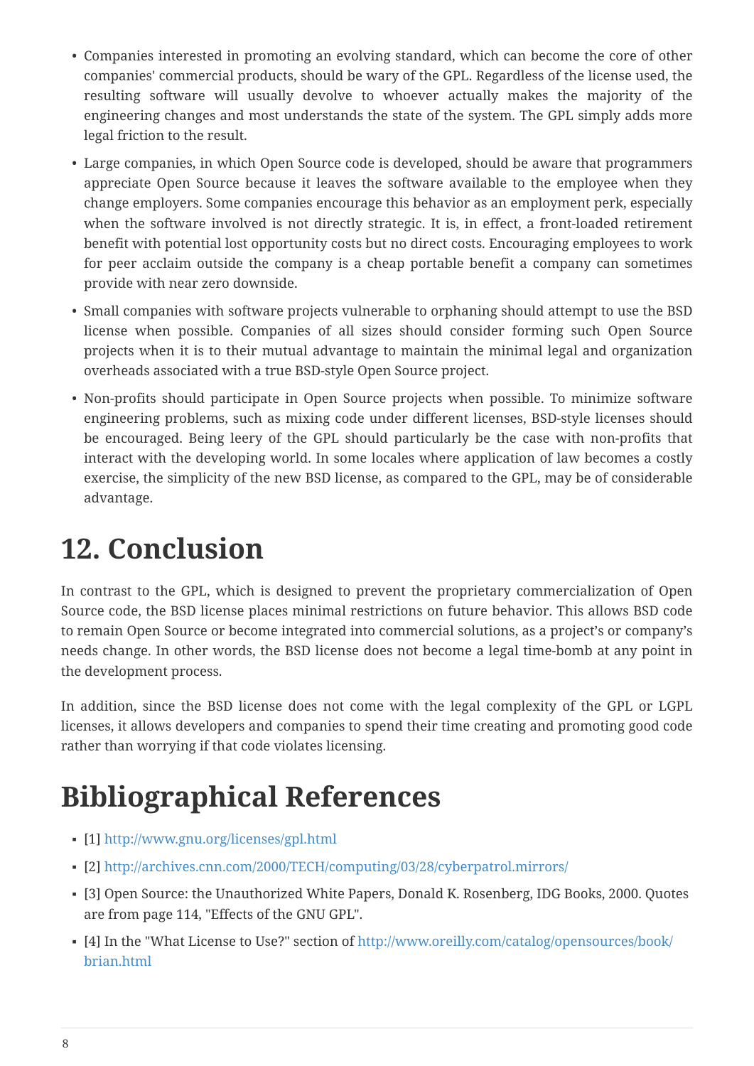- Companies interested in promoting an evolving standard, which can become the core of other companies' commercial products, should be wary of the GPL. Regardless of the license used, the resulting software will usually devolve to whoever actually makes the majority of the engineering changes and most understands the state of the system. The GPL simply adds more legal friction to the result.
- Large companies, in which Open Source code is developed, should be aware that programmers appreciate Open Source because it leaves the software available to the employee when they change employers. Some companies encourage this behavior as an employment perk, especially when the software involved is not directly strategic. It is, in effect, a front-loaded retirement benefit with potential lost opportunity costs but no direct costs. Encouraging employees to work for peer acclaim outside the company is a cheap portable benefit a company can sometimes provide with near zero downside.
- Small companies with software projects vulnerable to orphaning should attempt to use the BSD license when possible. Companies of all sizes should consider forming such Open Source projects when it is to their mutual advantage to maintain the minimal legal and organization overheads associated with a true BSD-style Open Source project.
- Non-profits should participate in Open Source projects when possible. To minimize software engineering problems, such as mixing code under different licenses, BSD-style licenses should be encouraged. Being leery of the GPL should particularly be the case with non-profits that interact with the developing world. In some locales where application of law becomes a costly exercise, the simplicity of the new BSD license, as compared to the GPL, may be of considerable advantage.

# 12. Conclusion

In contrast to the GPL, which is designed to prevent the proprietary commercialization of Open Source code, the BSD license places minimal restrictions on future behavior. This allows BSD code to remain Open Source or become integrated into commercial solutions, as a project's or company's needs change. In other words, the BSD license does not become a legal time-bomb at any point in the development process.

In addition, since the BSD license does not come with the legal complexity of the GPL or LGPL licenses, it allows developers and companies to spend their time creating and promoting good code rather than worrying if that code violates licensing.

# Bibliographical References

- [1] http://www.gnu.org/licenses/gpl.html
- [2] http://archives.cnn.com/2000/TECH/computing/03/28/cyberpatrol.mirrors/
- [3] Open Source: the Unauthorized White Papers, Donald K. Rosenberg, IDG Books, 2000. Quotes are from page 114, "Effects of the GNU GPL".
- [4] In the "What License to Use?" section of http://www.oreilly.com/catalog/opensources/book/brian.html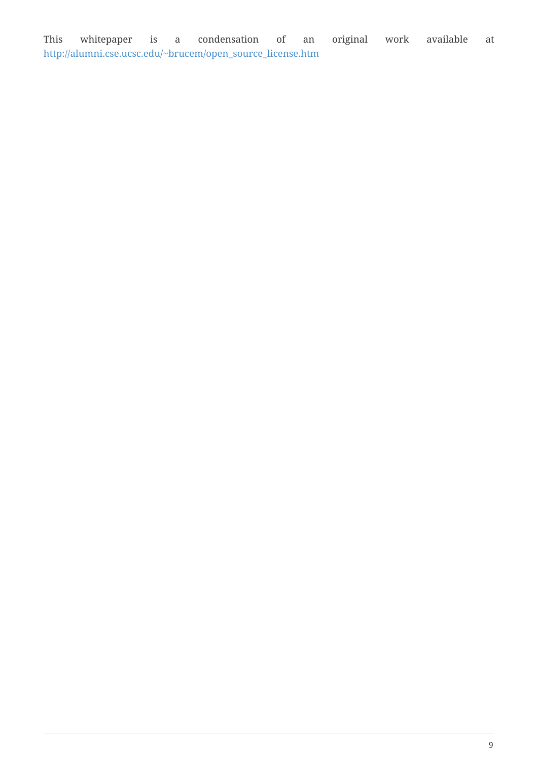This whitepaper is a condensation of an original work available at http://alumni.cse.ucsc.edu/~brucem/open_source_license.htm